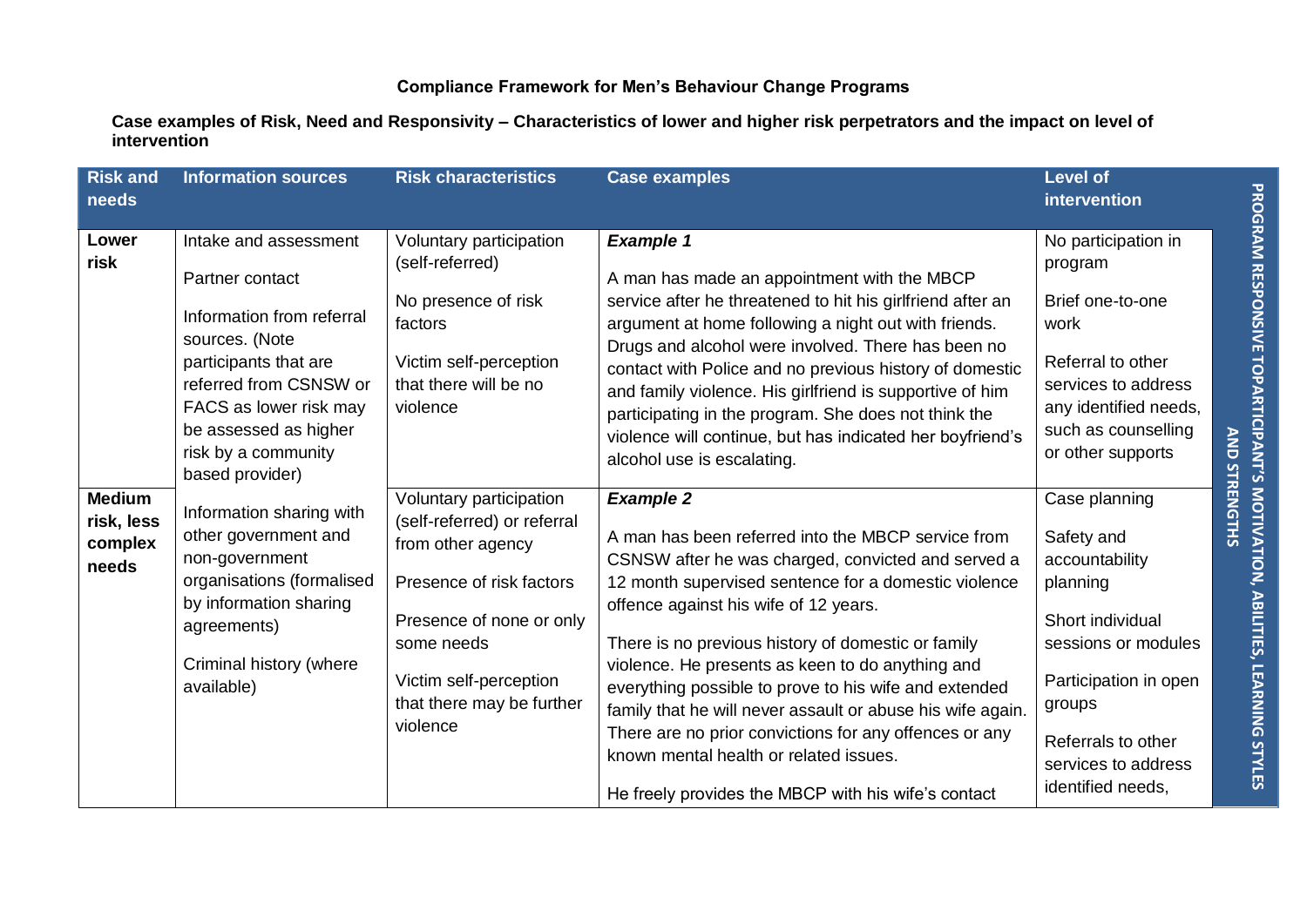**Compliance Framework for Men's Behaviour Change Programs**

**Case examples of Risk, Need and Responsivity – Characteristics of lower and higher risk perpetrators and the impact on level of intervention**

| Risk and needs | Information sources | Risk characteristics | Case examples | Level of intervention | PROGRAM RESPONSIVE TOPARTICIPANT'S MOTIVATION, ABILITIES, LEARNING STYLES AND STRENGTHS |
|---|---|---|---|---|---|
| **Lower risk** | Intake and assessment<br><br>Partner contact<br><br>Information from referral sources. (Note participants that are referred from CSNSW or FACS as lower risk may be assessed as higher risk by a community based provider)<br><br>Information sharing with other government and non-government organisations (formalised by information sharing agreements)<br><br>Criminal history (where available) | Voluntary participation (self-referred)<br><br>No presence of risk factors<br><br>Victim self-perception that there will be no violence | ***Example 1***<br><br>A man has made an appointment with the MBCP service after he threatened to hit his girlfriend after an argument at home following a night out with friends. Drugs and alcohol were involved. There has been no contact with Police and no previous history of domestic and family violence. His girlfriend is supportive of him participating in the program. She does not think the violence will continue, but has indicated her boyfriend's alcohol use is escalating. | No participation in program<br><br>Brief one-to-one work<br><br>Referral to other services to address any identified needs, such as counselling or other supports | |
| **Medium risk, less complex needs** | | Voluntary participation (self-referred) or referral from other agency<br><br>Presence of risk factors<br><br>Presence of none or only some needs<br><br>Victim self-perception that there may be further violence | ***Example 2***<br><br>A man has been referred into the MBCP service from CSNSW after he was charged, convicted and served a 12 month supervised sentence for a domestic violence offence against his wife of 12 years.<br><br>There is no previous history of domestic or family violence. He presents as keen to do anything and everything possible to prove to his wife and extended family that he will never assault or abuse his wife again. There are no prior convictions for any offences or any known mental health or related issues.<br><br>He freely provides the MBCP with his wife's contact | Case planning<br><br>Safety and accountability planning<br><br>Short individual sessions or modules<br><br>Participation in open groups<br><br>Referrals to other services to address identified needs, | |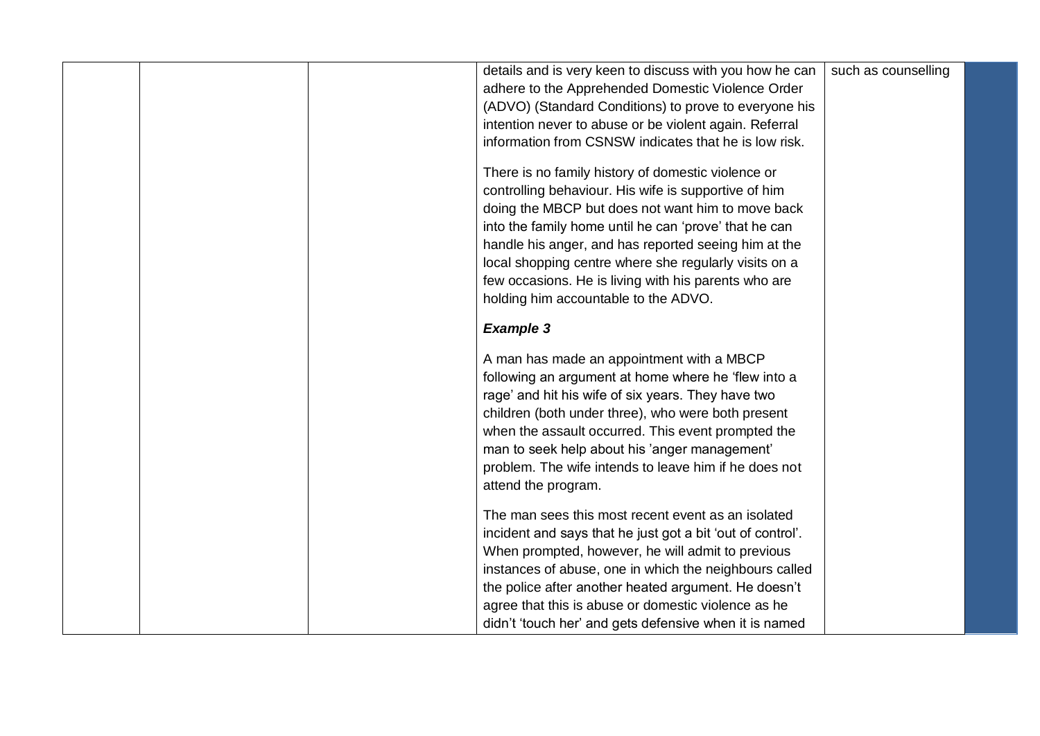| | | | details and is very keen to discuss with you how he can adhere to the Apprehended Domestic Violence Order (ADVO) (Standard Conditions) to prove to everyone his intention never to abuse or be violent again. Referral information from CSNSW indicates that he is low risk.<br><br>There is no family history of domestic violence or controlling behaviour. His wife is supportive of him doing the MBCP but does not want him to move back into the family home until he can 'prove' that he can handle his anger, and has reported seeing him at the local shopping centre where she regularly visits on a few occasions. He is living with his parents who are holding him accountable to the ADVO.<br><br>***Example 3***<br><br>A man has made an appointment with a MBCP following an argument at home where he 'flew into a rage' and hit his wife of six years. They have two children (both under three), who were both present when the assault occurred. This event prompted the man to seek help about his 'anger management' problem. The wife intends to leave him if he does not attend the program.<br><br>The man sees this most recent event as an isolated incident and says that he just got a bit 'out of control'. When prompted, however, he will admit to previous instances of abuse, one in which the neighbours called the police after another heated argument. He doesn't agree that this is abuse or domestic violence as he didn't 'touch her' and gets defensive when it is named | such as counselling | |
|---|---|---|---|---|---|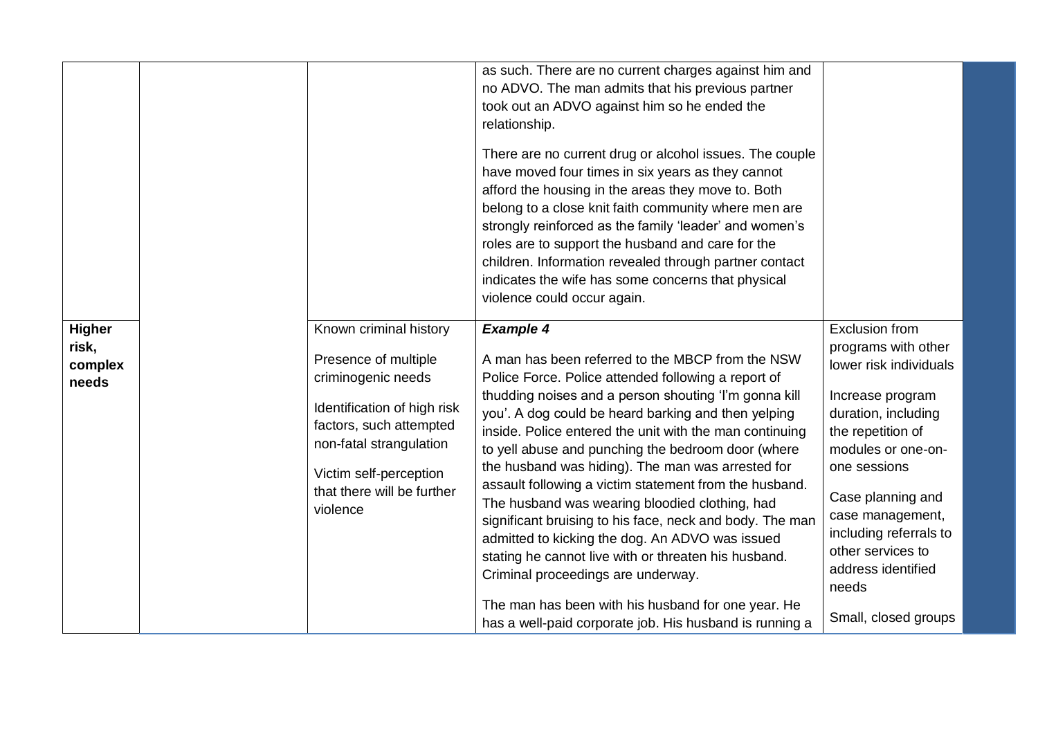|  |  |  |  |  |
|---|---|---|---|---|
|  |  |  | as such. There are no current charges against him and no ADVO. The man admits that his previous partner took out an ADVO against him so he ended the relationship.<br><br>There are no current drug or alcohol issues. The couple have moved four times in six years as they cannot afford the housing in the areas they move to. Both belong to a close knit faith community where men are strongly reinforced as the family 'leader' and women's roles are to support the husband and care for the children. Information revealed through partner contact indicates the wife has some concerns that physical violence could occur again. |  |
| **Higher risk, complex needs** |  | Known criminal history<br><br>Presence of multiple criminogenic needs<br><br>Identification of high risk factors, such attempted non-fatal strangulation<br><br>Victim self-perception that there will be further violence | ***Example 4***<br><br>A man has been referred to the MBCP from the NSW Police Force. Police attended following a report of thudding noises and a person shouting 'I'm gonna kill you'. A dog could be heard barking and then yelping inside. Police entered the unit with the man continuing to yell abuse and punching the bedroom door (where the husband was hiding). The man was arrested for assault following a victim statement from the husband. The husband was wearing bloodied clothing, had significant bruising to his face, neck and body. The man admitted to kicking the dog. An ADVO was issued stating he cannot live with or threaten his husband. Criminal proceedings are underway.<br><br>The man has been with his husband for one year. He has a well-paid corporate job. His husband is running a | Exclusion from programs with other lower risk individuals<br><br>Increase program duration, including the repetition of modules or one-on-one sessions<br><br>Case planning and case management, including referrals to other services to address identified needs<br><br>Small, closed groups |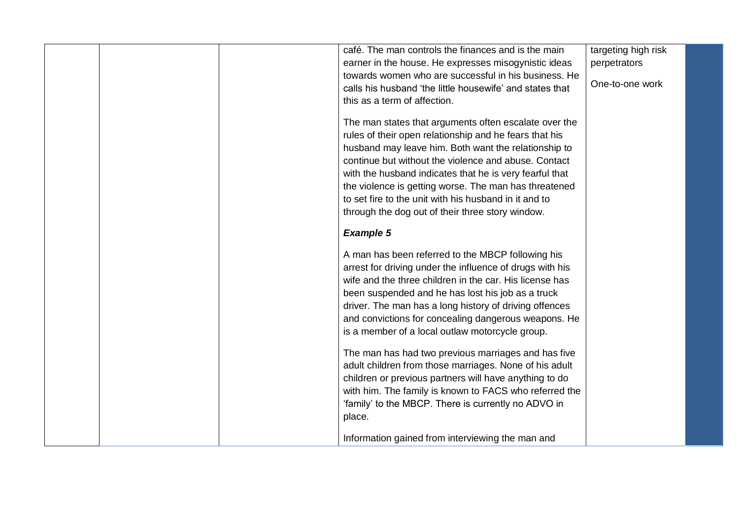| | | | café. The man controls the finances and is the main earner in the house. He expresses misogynistic ideas towards women who are successful in his business. He calls his husband 'the little housewife' and states that this as a term of affection.<br><br>The man states that arguments often escalate over the rules of their open relationship and he fears that his husband may leave him. Both want the relationship to continue but without the violence and abuse. Contact with the husband indicates that he is very fearful that the violence is getting worse. The man has threatened to set fire to the unit with his husband in it and to through the dog out of their three story window.<br><br>***Example 5***<br><br>A man has been referred to the MBCP following his arrest for driving under the influence of drugs with his wife and the three children in the car. His license has been suspended and he has lost his job as a truck driver. The man has a long history of driving offences and convictions for concealing dangerous weapons. He is a member of a local outlaw motorcycle group.<br><br>The man has had two previous marriages and has five adult children from those marriages. None of his adult children or previous partners will have anything to do with him. The family is known to FACS who referred the 'family' to the MBCP. There is currently no ADVO in place.<br><br>Information gained from interviewing the man and | targeting high risk perpetrators<br><br>One-to-one work | |
|---|---|---|---|---|---|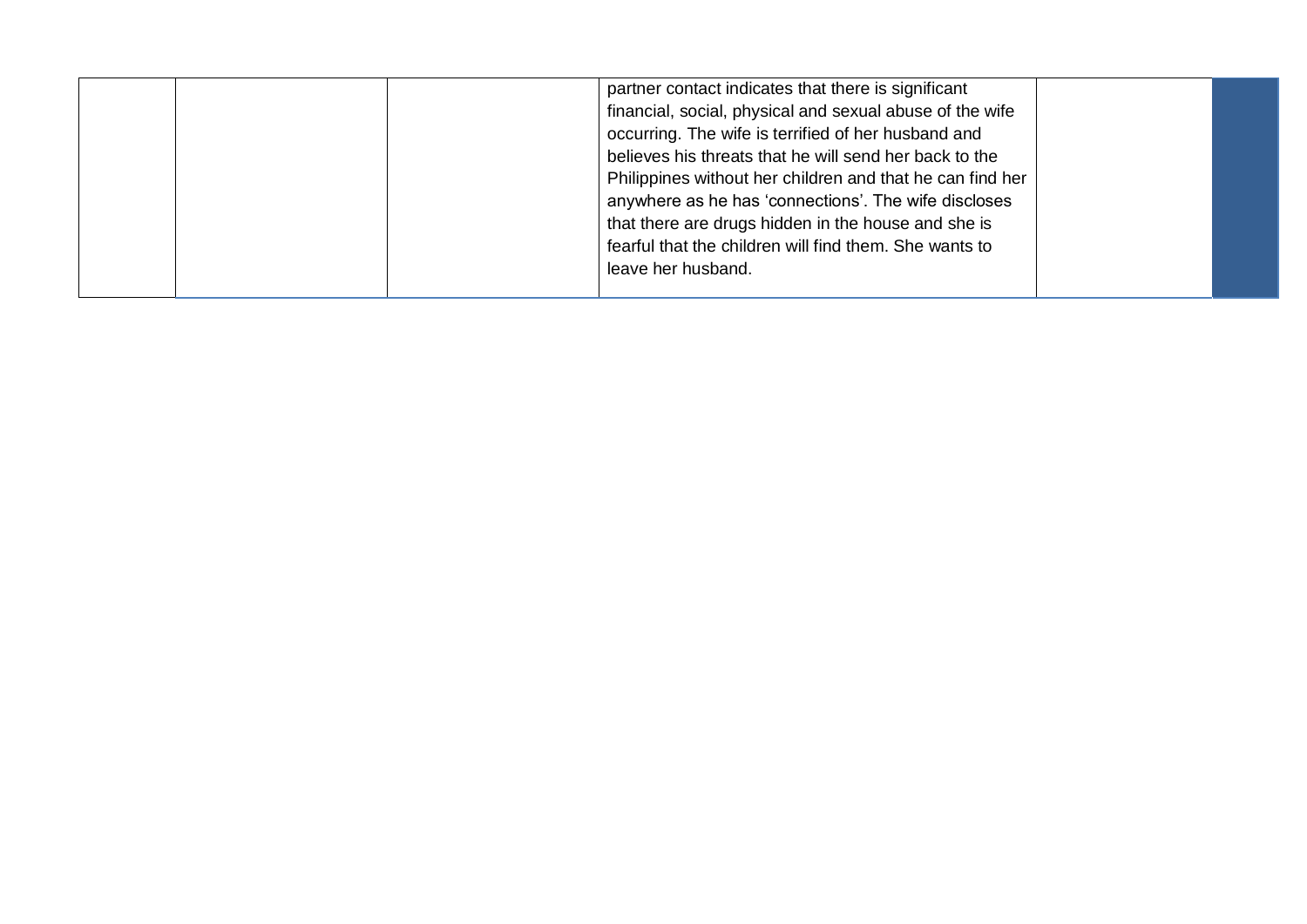| | | | | | |
|---|---|---|---|---|---|
| | | | partner contact indicates that there is significant financial, social, physical and sexual abuse of the wife occurring. The wife is terrified of her husband and believes his threats that he will send her back to the Philippines without her children and that he can find her anywhere as he has 'connections'. The wife discloses that there are drugs hidden in the house and she is fearful that the children will find them. She wants to leave her husband. | | |